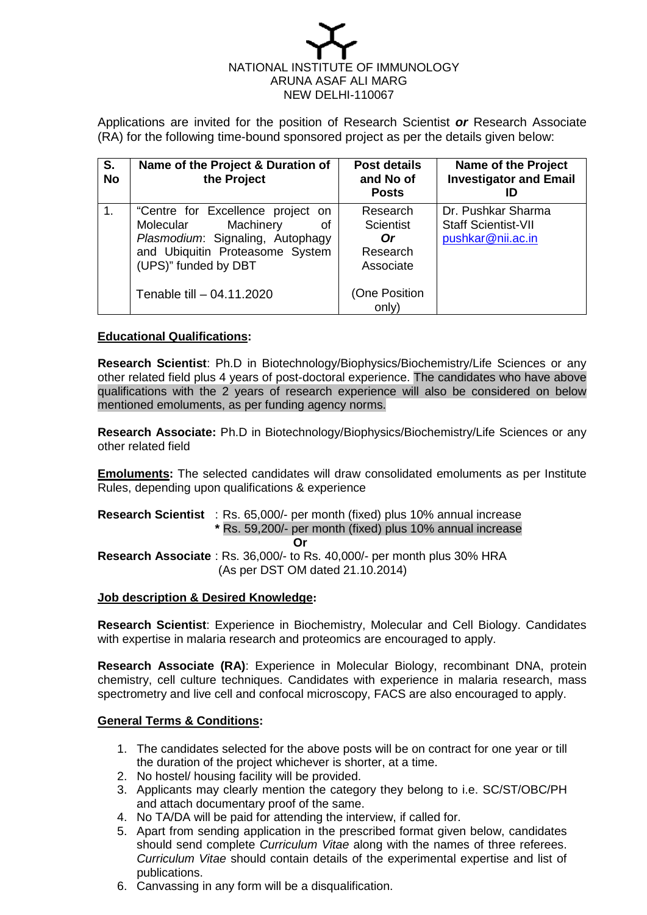NATIONAL INSTITUTE OF IMMUNOLOGY
ARUNA ASAF ALI MARG
NEW DELHI-110067

Applications are invited for the position of Research Scientist ***or*** Research Associate (RA) for the following time-bound sponsored project as per the details given below:

| S. No | Name of the Project & Duration of the Project | Post details and No of Posts | Name of the Project Investigator and Email ID |
|---|---|---|---|
| 1. | "Centre for Excellence project on Molecular Machinery of *Plasmodium*: Signaling, Autophagy and Ubiquitin Proteasome System (UPS)" funded by DBT<br><br>Tenable till – 04.11.2020 | Research Scientist ***Or*** Research Associate<br><br>(One Position only) | Dr. Pushkar Sharma<br>Staff Scientist-VII<br>pushkar@nii.ac.in |

**Educational Qualifications:**

**Research Scientist**: Ph.D in Biotechnology/Biophysics/Biochemistry/Life Sciences or any other related field plus 4 years of post-doctoral experience. The candidates who have above qualifications with the 2 years of research experience will also be considered on below mentioned emoluments, as per funding agency norms.

**Research Associate:** Ph.D in Biotechnology/Biophysics/Biochemistry/Life Sciences or any other related field

**Emoluments:** The selected candidates will draw consolidated emoluments as per Institute Rules, depending upon qualifications & experience

**Research Scientist** : Rs. 65,000/- per month (fixed) plus 10% annual increase
**\*** Rs. 59,200/- per month (fixed) plus 10% annual increase

**Or**

**Research Associate** : Rs. 36,000/- to Rs. 40,000/- per month plus 30% HRA
(As per DST OM dated 21.10.2014)

**Job description & Desired Knowledge:**

**Research Scientist**: Experience in Biochemistry, Molecular and Cell Biology. Candidates with expertise in malaria research and proteomics are encouraged to apply.

**Research Associate (RA)**: Experience in Molecular Biology, recombinant DNA, protein chemistry, cell culture techniques. Candidates with experience in malaria research, mass spectrometry and live cell and confocal microscopy, FACS are also encouraged to apply.

**General Terms & Conditions:**

1. The candidates selected for the above posts will be on contract for one year or till the duration of the project whichever is shorter, at a time.
2. No hostel/ housing facility will be provided.
3. Applicants may clearly mention the category they belong to i.e. SC/ST/OBC/PH and attach documentary proof of the same.
4. No TA/DA will be paid for attending the interview, if called for.
5. Apart from sending application in the prescribed format given below, candidates should send complete *Curriculum Vitae* along with the names of three referees. *Curriculum Vitae* should contain details of the experimental expertise and list of publications.
6. Canvassing in any form will be a disqualification.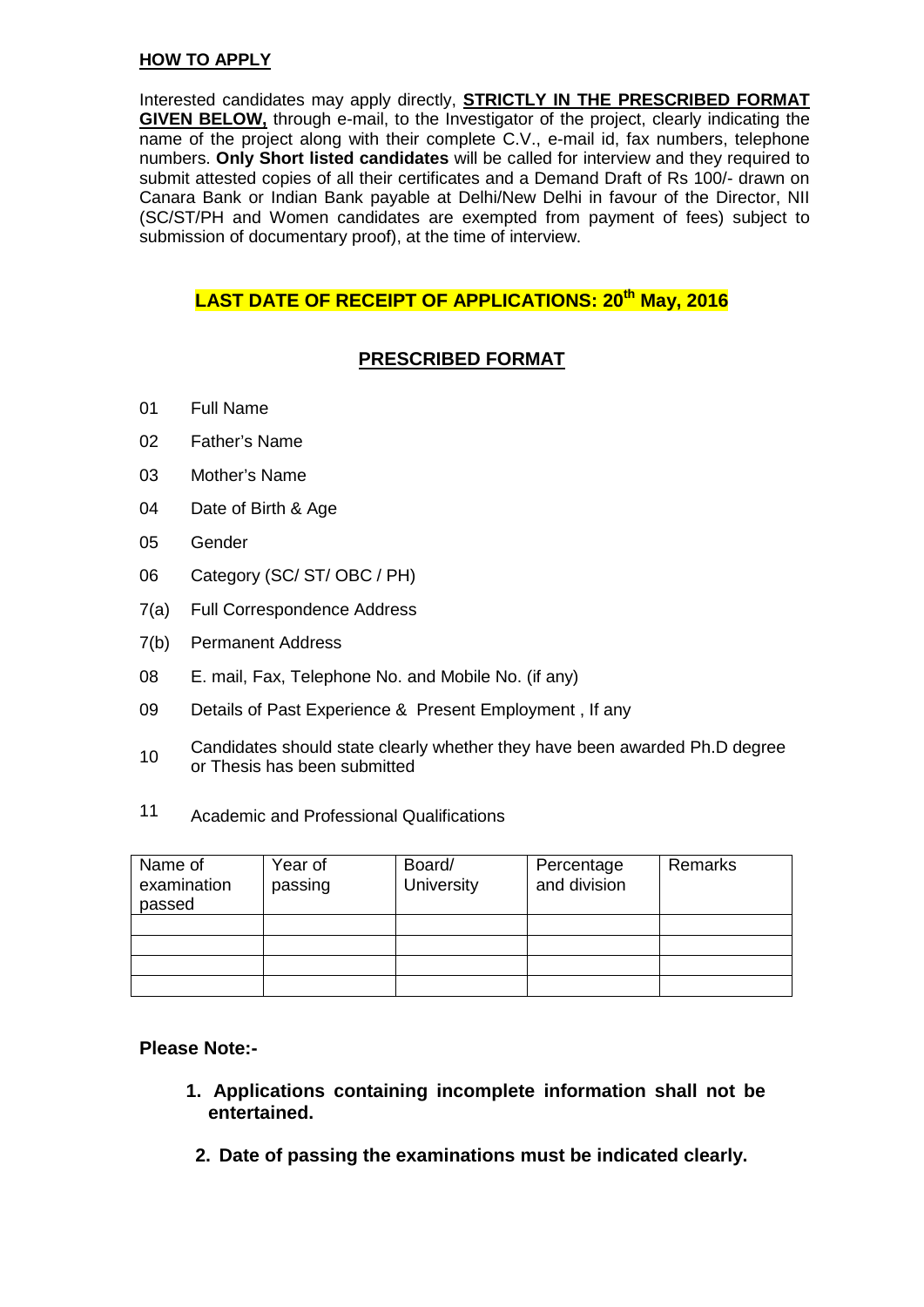## HOW TO APPLY

Interested candidates may apply directly, **STRICTLY IN THE PRESCRIBED FORMAT GIVEN BELOW,** through e-mail, to the Investigator of the project, clearly indicating the name of the project along with their complete C.V., e-mail id, fax numbers, telephone numbers. **Only Short listed candidates** will be called for interview and they required to submit attested copies of all their certificates and a Demand Draft of Rs 100/- drawn on Canara Bank or Indian Bank payable at Delhi/New Delhi in favour of the Director, NII (SC/ST/PH and Women candidates are exempted from payment of fees) subject to submission of documentary proof), at the time of interview.

**LAST DATE OF RECEIPT OF APPLICATIONS: 20th May, 2016**

## PRESCRIBED FORMAT

01 Full Name

02 Father's Name

03 Mother's Name

04 Date of Birth & Age

05 Gender

06 Category (SC/ ST/ OBC / PH)

7(a) Full Correspondence Address

7(b) Permanent Address

08 E. mail, Fax, Telephone No. and Mobile No. (if any)

09 Details of Past Experience & Present Employment , If any

10 Candidates should state clearly whether they have been awarded Ph.D degree or Thesis has been submitted

11 Academic and Professional Qualifications

| Name of examination passed | Year of passing | Board/ University | Percentage and division | Remarks |
|---|---|---|---|---|
| | | | | |
| | | | | |
| | | | | |
| | | | | |

**Please Note:-**

1. **Applications containing incomplete information shall not be entertained.**
2. **Date of passing the examinations must be indicated clearly.**